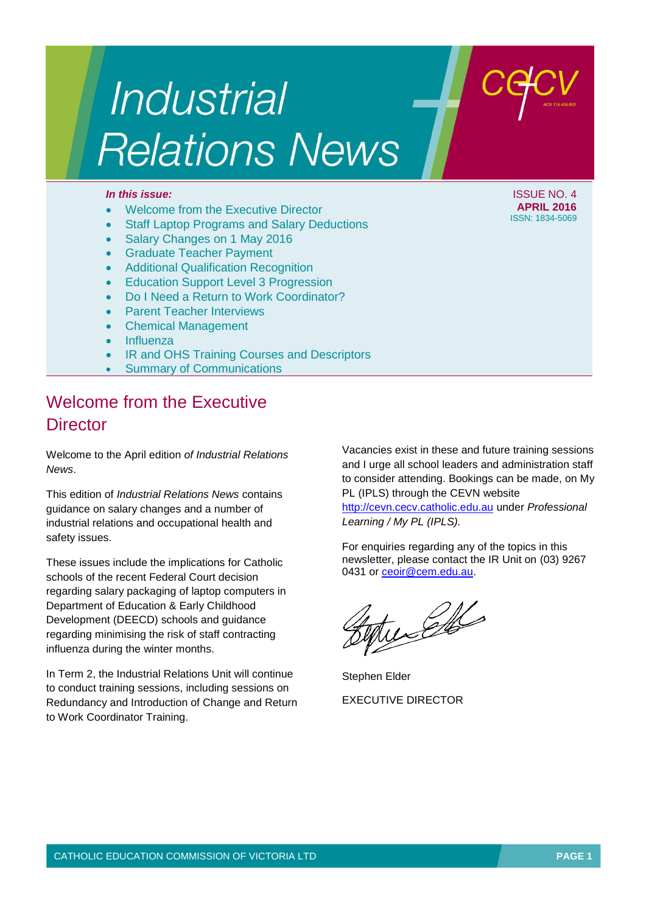# Industrial Relations News

ISSUE NO. 4
**APRIL 2016**
ISSN: 1834-5069

***In this issue:***

- Welcome from the Executive Director
- Staff Laptop Programs and Salary Deductions
- Salary Changes on 1 May 2016
- Graduate Teacher Payment
- Additional Qualification Recognition
- Education Support Level 3 Progression
- Do I Need a Return to Work Coordinator?
- Parent Teacher Interviews
- Chemical Management
- Influenza
- IR and OHS Training Courses and Descriptors
- Summary of Communications

## Welcome from the Executive Director

Welcome to the April edition *of Industrial Relations News*.

This edition of *Industrial Relations News* contains guidance on salary changes and a number of industrial relations and occupational health and safety issues.

These issues include the implications for Catholic schools of the recent Federal Court decision regarding salary packaging of laptop computers in Department of Education & Early Childhood Development (DEECD) schools and guidance regarding minimising the risk of staff contracting influenza during the winter months.

In Term 2, the Industrial Relations Unit will continue to conduct training sessions, including sessions on Redundancy and Introduction of Change and Return to Work Coordinator Training.

Vacancies exist in these and future training sessions and I urge all school leaders and administration staff to consider attending. Bookings can be made, on My PL (IPLS) through the CEVN website http://cevn.cecv.catholic.edu.au under *Professional Learning / My PL (IPLS).*

For enquiries regarding any of the topics in this newsletter, please contact the IR Unit on (03) 9267 0431 or ceoir@cem.edu.au.

Stephen Elder

EXECUTIVE DIRECTOR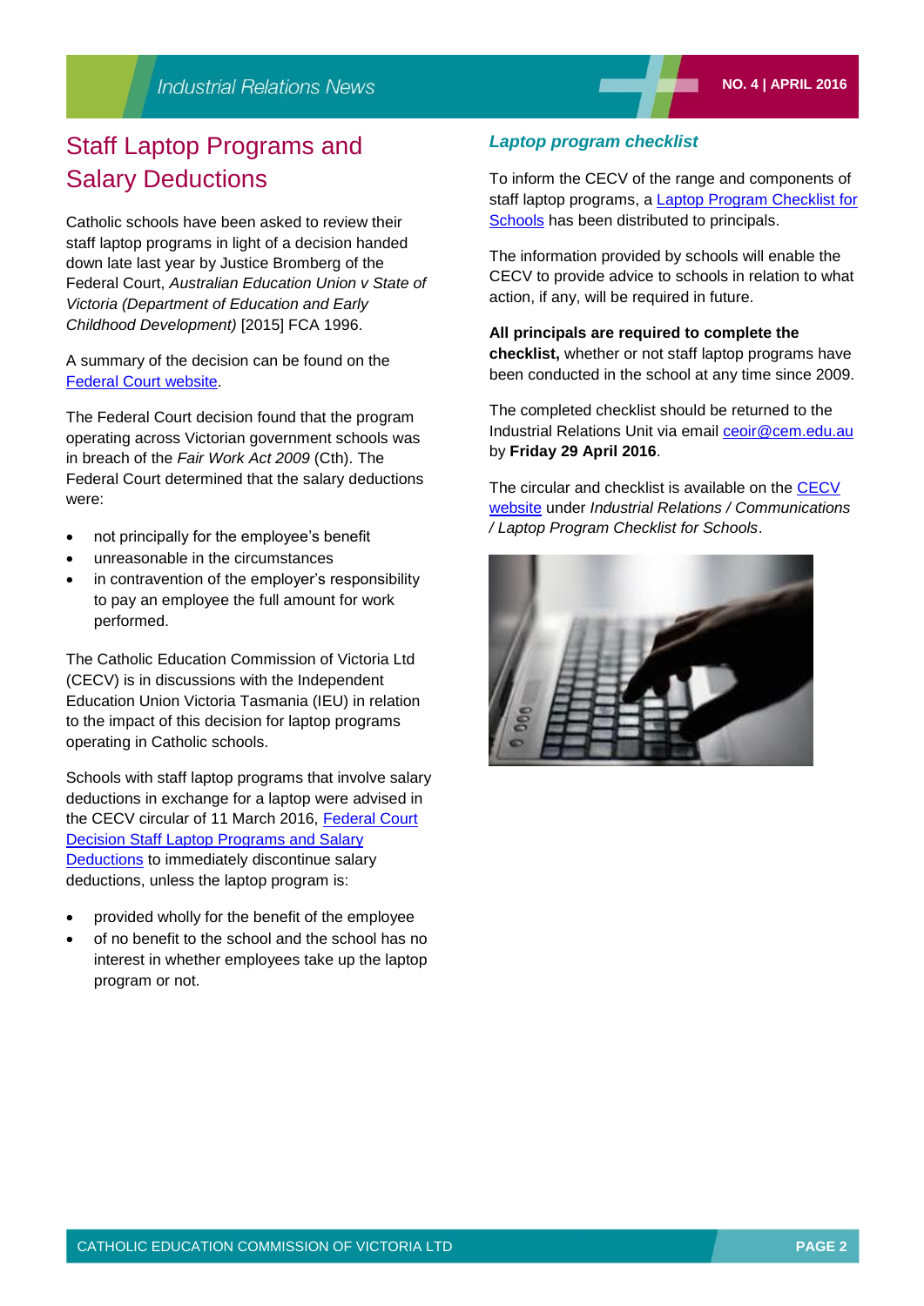# Staff Laptop Programs and Salary Deductions

Catholic schools have been asked to review their staff laptop programs in light of a decision handed down late last year by Justice Bromberg of the Federal Court, *Australian Education Union v State of Victoria (Department of Education and Early Childhood Development)* [2015] FCA 1996.

A summary of the decision can be found on the Federal Court website.

The Federal Court decision found that the program operating across Victorian government schools was in breach of the *Fair Work Act 2009* (Cth). The Federal Court determined that the salary deductions were:

- not principally for the employee's benefit
- unreasonable in the circumstances
- in contravention of the employer's responsibility to pay an employee the full amount for work performed.

The Catholic Education Commission of Victoria Ltd (CECV) is in discussions with the Independent Education Union Victoria Tasmania (IEU) in relation to the impact of this decision for laptop programs operating in Catholic schools.

Schools with staff laptop programs that involve salary deductions in exchange for a laptop were advised in the CECV circular of 11 March 2016, Federal Court Decision Staff Laptop Programs and Salary Deductions to immediately discontinue salary deductions, unless the laptop program is:

- provided wholly for the benefit of the employee
- of no benefit to the school and the school has no interest in whether employees take up the laptop program or not.

### *Laptop program checklist*

To inform the CECV of the range and components of staff laptop programs, a Laptop Program Checklist for Schools has been distributed to principals.

The information provided by schools will enable the CECV to provide advice to schools in relation to what action, if any, will be required in future.

**All principals are required to complete the checklist,** whether or not staff laptop programs have been conducted in the school at any time since 2009.

The completed checklist should be returned to the Industrial Relations Unit via email ceoir@cem.edu.au by **Friday 29 April 2016**.

The circular and checklist is available on the CECV website under *Industrial Relations / Communications / Laptop Program Checklist for Schools*.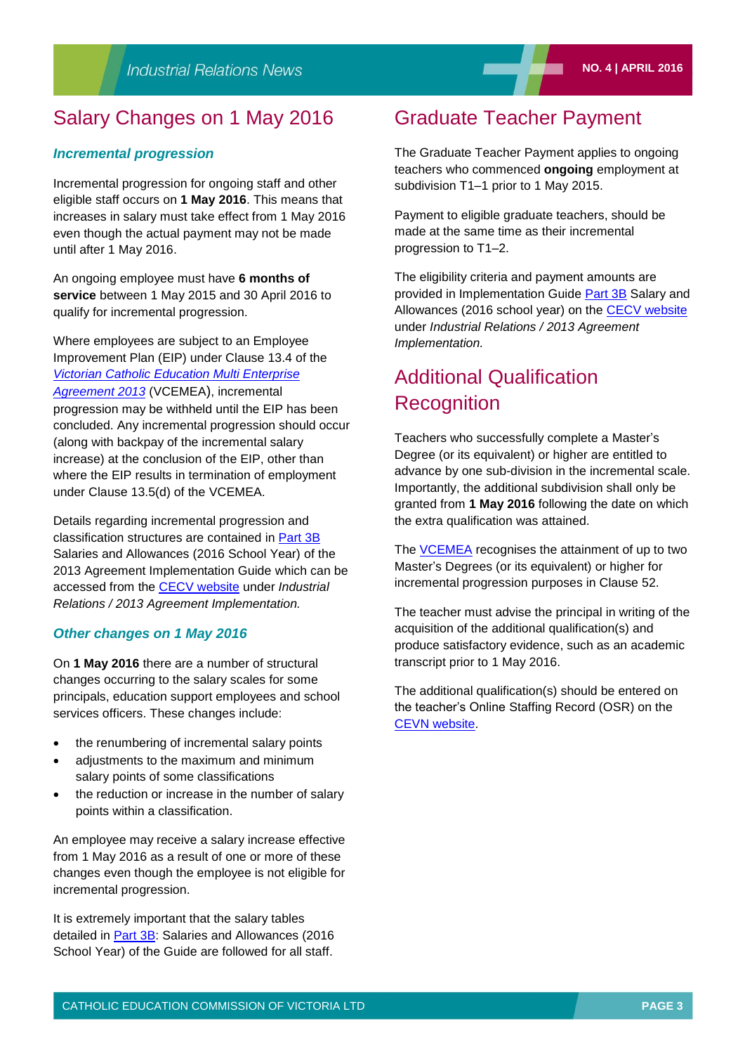## Salary Changes on 1 May 2016

### *Incremental progression*

Incremental progression for ongoing staff and other eligible staff occurs on **1 May 2016**. This means that increases in salary must take effect from 1 May 2016 even though the actual payment may not be made until after 1 May 2016.

An ongoing employee must have **6 months of service** between 1 May 2015 and 30 April 2016 to qualify for incremental progression.

Where employees are subject to an Employee Improvement Plan (EIP) under Clause 13.4 of the *Victorian Catholic Education Multi Enterprise Agreement 2013* (VCEMEA), incremental progression may be withheld until the EIP has been concluded. Any incremental progression should occur (along with backpay of the incremental salary increase) at the conclusion of the EIP, other than where the EIP results in termination of employment under Clause 13.5(d) of the VCEMEA.

Details regarding incremental progression and classification structures are contained in Part 3B Salaries and Allowances (2016 School Year) of the 2013 Agreement Implementation Guide which can be accessed from the CECV website under *Industrial Relations / 2013 Agreement Implementation.*

### *Other changes on 1 May 2016*

On **1 May 2016** there are a number of structural changes occurring to the salary scales for some principals, education support employees and school services officers. These changes include:

- the renumbering of incremental salary points
- adjustments to the maximum and minimum salary points of some classifications
- the reduction or increase in the number of salary points within a classification.

An employee may receive a salary increase effective from 1 May 2016 as a result of one or more of these changes even though the employee is not eligible for incremental progression.

It is extremely important that the salary tables detailed in Part 3B: Salaries and Allowances (2016 School Year) of the Guide are followed for all staff.

## Graduate Teacher Payment

The Graduate Teacher Payment applies to ongoing teachers who commenced **ongoing** employment at subdivision T1–1 prior to 1 May 2015.

Payment to eligible graduate teachers, should be made at the same time as their incremental progression to T1–2.

The eligibility criteria and payment amounts are provided in Implementation Guide Part 3B Salary and Allowances (2016 school year) on the CECV website under *Industrial Relations / 2013 Agreement Implementation.*

## Additional Qualification Recognition

Teachers who successfully complete a Master's Degree (or its equivalent) or higher are entitled to advance by one sub-division in the incremental scale. Importantly, the additional subdivision shall only be granted from **1 May 2016** following the date on which the extra qualification was attained.

The VCEMEA recognises the attainment of up to two Master's Degrees (or its equivalent) or higher for incremental progression purposes in Clause 52.

The teacher must advise the principal in writing of the acquisition of the additional qualification(s) and produce satisfactory evidence, such as an academic transcript prior to 1 May 2016.

The additional qualification(s) should be entered on the teacher's Online Staffing Record (OSR) on the CEVN website.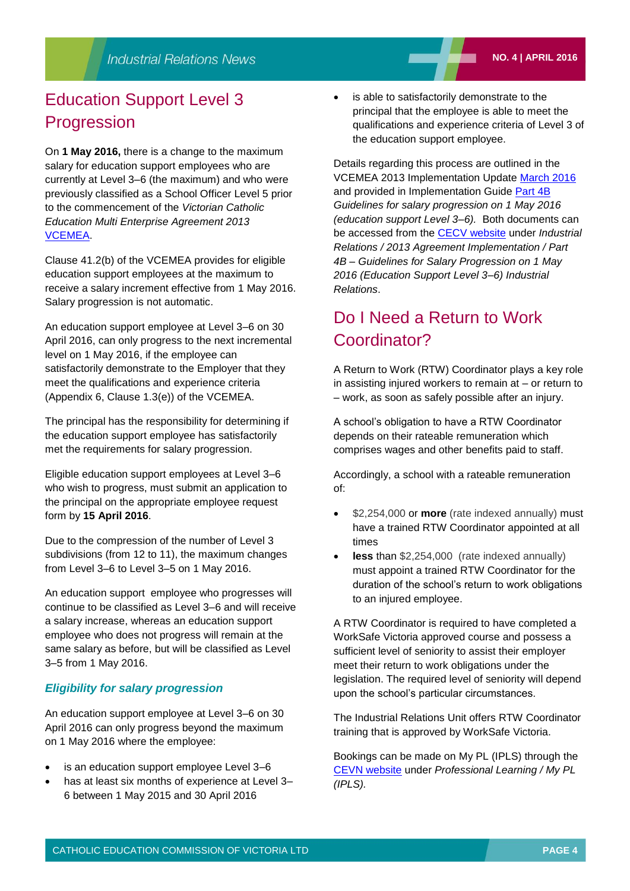## Education Support Level 3 Progression

On **1 May 2016,** there is a change to the maximum salary for education support employees who are currently at Level 3–6 (the maximum) and who were previously classified as a School Officer Level 5 prior to the commencement of the *Victorian Catholic Education Multi Enterprise Agreement 2013* VCEMEA.

Clause 41.2(b) of the VCEMEA provides for eligible education support employees at the maximum to receive a salary increment effective from 1 May 2016. Salary progression is not automatic.

An education support employee at Level 3–6 on 30 April 2016, can only progress to the next incremental level on 1 May 2016, if the employee can satisfactorily demonstrate to the Employer that they meet the qualifications and experience criteria (Appendix 6, Clause 1.3(e)) of the VCEMEA.

The principal has the responsibility for determining if the education support employee has satisfactorily met the requirements for salary progression.

Eligible education support employees at Level 3–6 who wish to progress, must submit an application to the principal on the appropriate employee request form by **15 April 2016**.

Due to the compression of the number of Level 3 subdivisions (from 12 to 11), the maximum changes from Level 3–6 to Level 3–5 on 1 May 2016.

An education support employee who progresses will continue to be classified as Level 3–6 and will receive a salary increase, whereas an education support employee who does not progress will remain at the same salary as before, but will be classified as Level 3–5 from 1 May 2016.

### *Eligibility for salary progression*

An education support employee at Level 3–6 on 30 April 2016 can only progress beyond the maximum on 1 May 2016 where the employee:

- is an education support employee Level 3–6
- has at least six months of experience at Level 3–6 between 1 May 2015 and 30 April 2016
- is able to satisfactorily demonstrate to the principal that the employee is able to meet the qualifications and experience criteria of Level 3 of the education support employee.

Details regarding this process are outlined in the VCEMEA 2013 Implementation Update March 2016 and provided in Implementation Guide Part 4B *Guidelines for salary progression on 1 May 2016 (education support Level 3–6).* Both documents can be accessed from the CECV website under *Industrial Relations / 2013 Agreement Implementation / Part 4B – Guidelines for Salary Progression on 1 May 2016 (Education Support Level 3–6) Industrial Relations*.

## Do I Need a Return to Work Coordinator?

A Return to Work (RTW) Coordinator plays a key role in assisting injured workers to remain at – or return to – work, as soon as safely possible after an injury.

A school's obligation to have a RTW Coordinator depends on their rateable remuneration which comprises wages and other benefits paid to staff.

Accordingly, a school with a rateable remuneration of:

- $2,254,000 or **more** (rate indexed annually) must have a trained RTW Coordinator appointed at all times
- **less** than $2,254,000 (rate indexed annually) must appoint a trained RTW Coordinator for the duration of the school's return to work obligations to an injured employee.

A RTW Coordinator is required to have completed a WorkSafe Victoria approved course and possess a sufficient level of seniority to assist their employer meet their return to work obligations under the legislation. The required level of seniority will depend upon the school's particular circumstances.

The Industrial Relations Unit offers RTW Coordinator training that is approved by WorkSafe Victoria.

Bookings can be made on My PL (IPLS) through the CEVN website under *Professional Learning / My PL (IPLS).*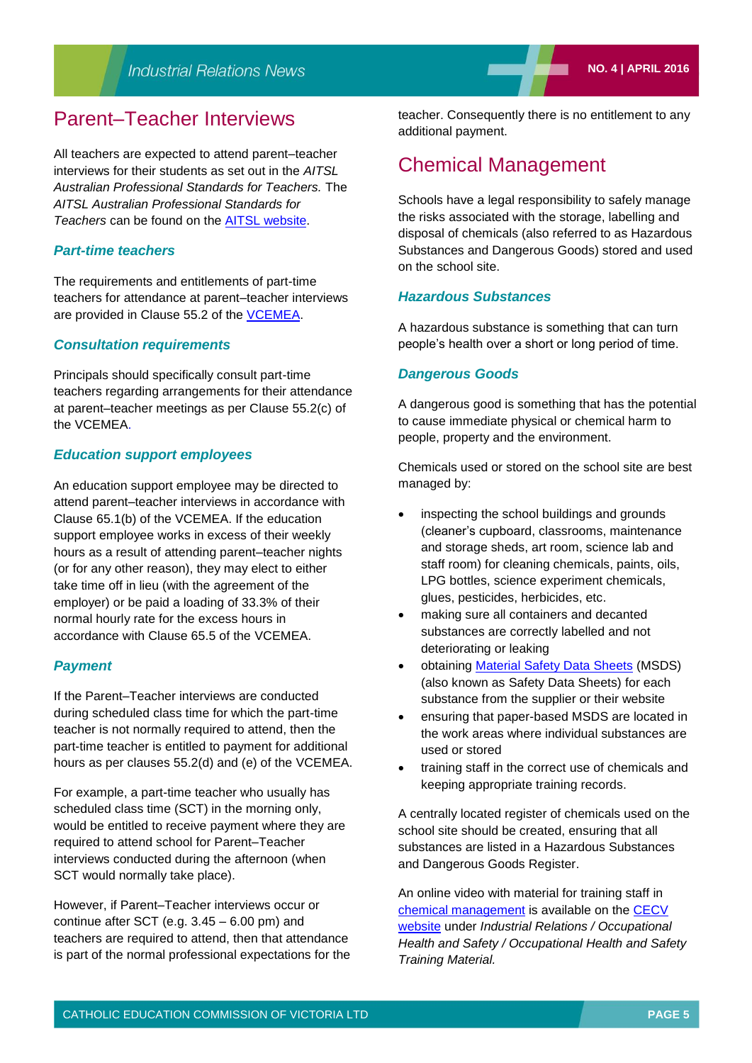# Parent–Teacher Interviews

All teachers are expected to attend parent–teacher interviews for their students as set out in the *AITSL Australian Professional Standards for Teachers.* The *AITSL Australian Professional Standards for Teachers* can be found on the AITSL website.

### *Part-time teachers*

The requirements and entitlements of part-time teachers for attendance at parent–teacher interviews are provided in Clause 55.2 of the VCEMEA.

### *Consultation requirements*

Principals should specifically consult part-time teachers regarding arrangements for their attendance at parent–teacher meetings as per Clause 55.2(c) of the VCEMEA.

### *Education support employees*

An education support employee may be directed to attend parent–teacher interviews in accordance with Clause 65.1(b) of the VCEMEA. If the education support employee works in excess of their weekly hours as a result of attending parent–teacher nights (or for any other reason), they may elect to either take time off in lieu (with the agreement of the employer) or be paid a loading of 33.3% of their normal hourly rate for the excess hours in accordance with Clause 65.5 of the VCEMEA.

### *Payment*

If the Parent–Teacher interviews are conducted during scheduled class time for which the part-time teacher is not normally required to attend, then the part-time teacher is entitled to payment for additional hours as per clauses 55.2(d) and (e) of the VCEMEA.

For example, a part-time teacher who usually has scheduled class time (SCT) in the morning only, would be entitled to receive payment where they are required to attend school for Parent–Teacher interviews conducted during the afternoon (when SCT would normally take place).

However, if Parent–Teacher interviews occur or continue after SCT (e.g. 3.45 – 6.00 pm) and teachers are required to attend, then that attendance is part of the normal professional expectations for the teacher. Consequently there is no entitlement to any additional payment.

# Chemical Management

Schools have a legal responsibility to safely manage the risks associated with the storage, labelling and disposal of chemicals (also referred to as Hazardous Substances and Dangerous Goods) stored and used on the school site.

### *Hazardous Substances*

A hazardous substance is something that can turn people's health over a short or long period of time.

### *Dangerous Goods*

A dangerous good is something that has the potential to cause immediate physical or chemical harm to people, property and the environment.

Chemicals used or stored on the school site are best managed by:

- inspecting the school buildings and grounds (cleaner's cupboard, classrooms, maintenance and storage sheds, art room, science lab and staff room) for cleaning chemicals, paints, oils, LPG bottles, science experiment chemicals, glues, pesticides, herbicides, etc.
- making sure all containers and decanted substances are correctly labelled and not deteriorating or leaking
- obtaining Material Safety Data Sheets (MSDS) (also known as Safety Data Sheets) for each substance from the supplier or their website
- ensuring that paper-based MSDS are located in the work areas where individual substances are used or stored
- training staff in the correct use of chemicals and keeping appropriate training records.

A centrally located register of chemicals used on the school site should be created, ensuring that all substances are listed in a Hazardous Substances and Dangerous Goods Register.

An online video with material for training staff in chemical management is available on the CECV website under *Industrial Relations / Occupational Health and Safety / Occupational Health and Safety Training Material.*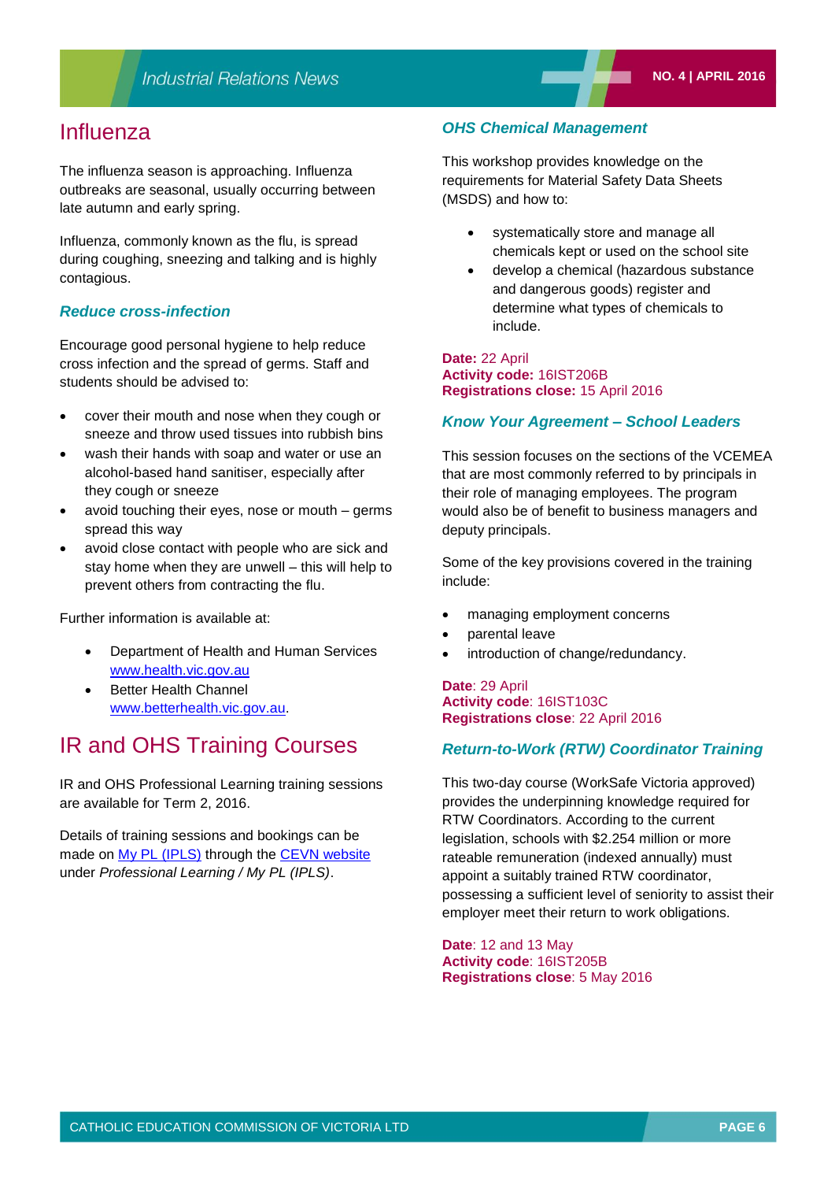# Influenza

The influenza season is approaching. Influenza outbreaks are seasonal, usually occurring between late autumn and early spring.

Influenza, commonly known as the flu, is spread during coughing, sneezing and talking and is highly contagious.

### *Reduce cross-infection*

Encourage good personal hygiene to help reduce cross infection and the spread of germs. Staff and students should be advised to:

- cover their mouth and nose when they cough or sneeze and throw used tissues into rubbish bins
- wash their hands with soap and water or use an alcohol-based hand sanitiser, especially after they cough or sneeze
- avoid touching their eyes, nose or mouth – germs spread this way
- avoid close contact with people who are sick and stay home when they are unwell – this will help to prevent others from contracting the flu.

Further information is available at:

- Department of Health and Human Services www.health.vic.gov.au
- Better Health Channel www.betterhealth.vic.gov.au.

# IR and OHS Training Courses

IR and OHS Professional Learning training sessions are available for Term 2, 2016.

Details of training sessions and bookings can be made on My PL (IPLS) through the CEVN website under *Professional Learning / My PL (IPLS)*.

### *OHS Chemical Management*

This workshop provides knowledge on the requirements for Material Safety Data Sheets (MSDS) and how to:

- systematically store and manage all chemicals kept or used on the school site
- develop a chemical (hazardous substance and dangerous goods) register and determine what types of chemicals to include.

**Date:** 22 April
**Activity code:** 16IST206B
**Registrations close:** 15 April 2016

### *Know Your Agreement – School Leaders*

This session focuses on the sections of the VCEMEA that are most commonly referred to by principals in their role of managing employees. The program would also be of benefit to business managers and deputy principals.

Some of the key provisions covered in the training include:

- managing employment concerns
- parental leave
- introduction of change/redundancy.

**Date**: 29 April
**Activity code**: 16IST103C
**Registrations close**: 22 April 2016

### *Return-to-Work (RTW) Coordinator Training*

This two-day course (WorkSafe Victoria approved) provides the underpinning knowledge required for RTW Coordinators. According to the current legislation, schools with $2.254 million or more rateable remuneration (indexed annually) must appoint a suitably trained RTW coordinator, possessing a sufficient level of seniority to assist their employer meet their return to work obligations.

**Date**: 12 and 13 May
**Activity code**: 16IST205B
**Registrations close**: 5 May 2016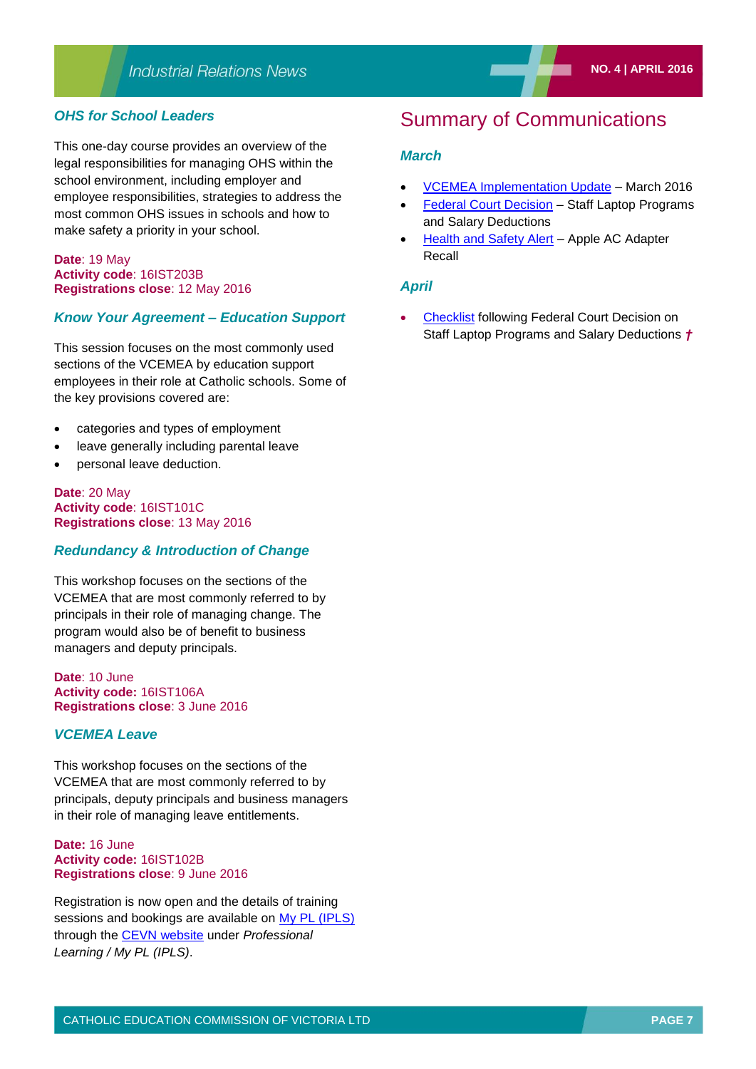### *OHS for School Leaders*

This one-day course provides an overview of the legal responsibilities for managing OHS within the school environment, including employer and employee responsibilities, strategies to address the most common OHS issues in schools and how to make safety a priority in your school.

**Date**: 19 May
**Activity code**: 16IST203B
**Registrations close**: 12 May 2016

### *Know Your Agreement – Education Support*

This session focuses on the most commonly used sections of the VCEMEA by education support employees in their role at Catholic schools. Some of the key provisions covered are:

- categories and types of employment
- leave generally including parental leave
- personal leave deduction.

**Date**: 20 May
**Activity code**: 16IST101C
**Registrations close**: 13 May 2016

### *Redundancy & Introduction of Change*

This workshop focuses on the sections of the VCEMEA that are most commonly referred to by principals in their role of managing change. The program would also be of benefit to business managers and deputy principals.

**Date**: 10 June
**Activity code:** 16IST106A
**Registrations close**: 3 June 2016

### *VCEMEA Leave*

This workshop focuses on the sections of the VCEMEA that are most commonly referred to by principals, deputy principals and business managers in their role of managing leave entitlements.

**Date:** 16 June
**Activity code:** 16IST102B
**Registrations close**: 9 June 2016

Registration is now open and the details of training sessions and bookings are available on My PL (IPLS) through the CEVN website under *Professional Learning / My PL (IPLS)*.

## Summary of Communications

### *March*

- VCEMEA Implementation Update – March 2016
- Federal Court Decision – Staff Laptop Programs and Salary Deductions
- Health and Safety Alert – Apple AC Adapter Recall

### *April*

- Checklist following Federal Court Decision on Staff Laptop Programs and Salary Deductions †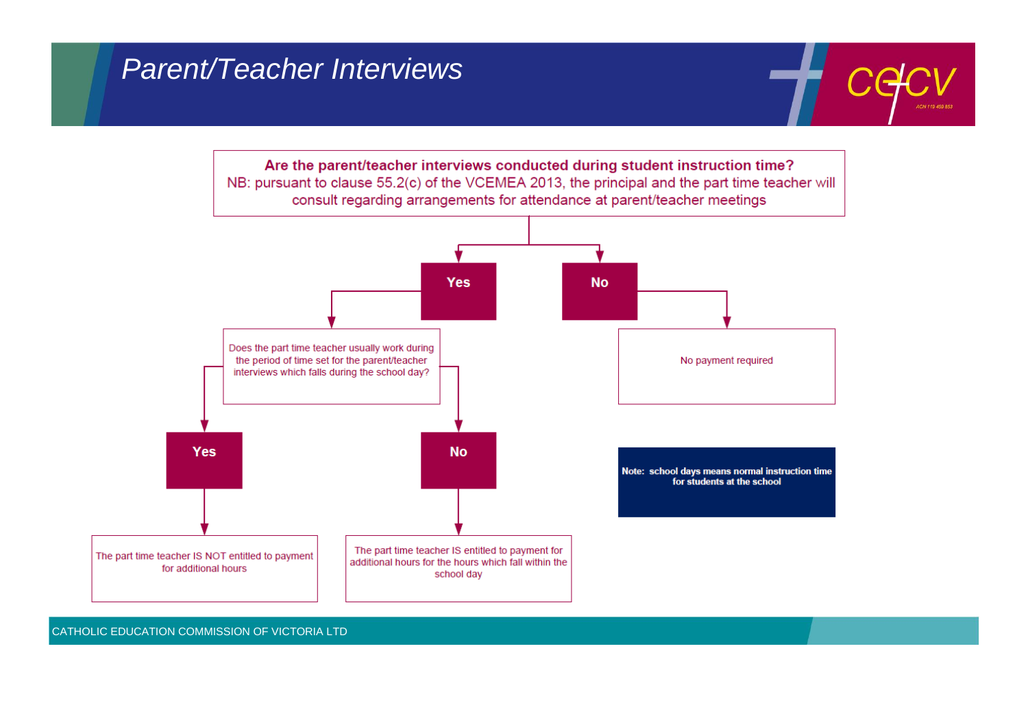# Parent/Teacher Interviews

**Are the parent/teacher interviews conducted during student instruction time?**
NB: pursuant to clause 55.2(c) of the VCEMEA 2013, the principal and the part time teacher will consult regarding arrangements for attendance at parent/teacher meetings

**Yes**

Does the part time teacher usually work during the period of time set for the parent/teacher interviews which falls during the school day?

- **Yes**
  - The part time teacher IS NOT entitled to payment for additional hours
- **No**
  - The part time teacher IS entitled to payment for additional hours for the hours which fall within the school day

**No**

No payment required

**Note: school days means normal instruction time for students at the school**

CATHOLIC EDUCATION COMMISSION OF VICTORIA LTD